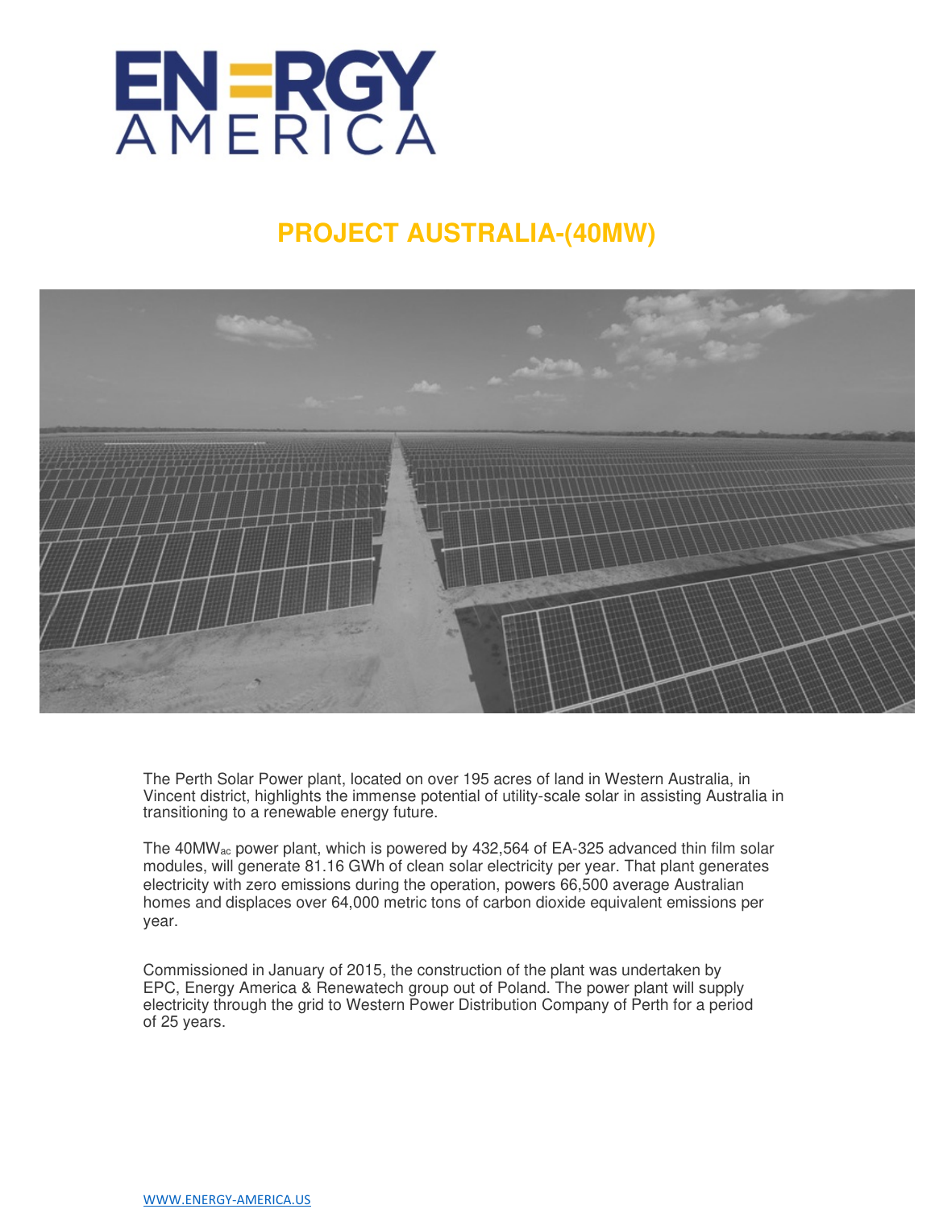ENERGY AMERICA

# PROJECT AUSTRALIA-(40MW)

The Perth Solar Power plant, located on over 195 acres of land in Western Australia, in Vincent district, highlights the immense potential of utility-scale solar in assisting Australia in transitioning to a renewable energy future.

The $40MW_{ac}$ power plant, which is powered by 432,564 of EA-325 advanced thin film solar modules, will generate 81.16 GWh of clean solar electricity per year. That plant generates electricity with zero emissions during the operation, powers 66,500 average Australian homes and displaces over 64,000 metric tons of carbon dioxide equivalent emissions per year.

Commissioned in January of 2015, the construction of the plant was undertaken by EPC, Energy America & Renewatech group out of Poland. The power plant will supply electricity through the grid to Western Power Distribution Company of Perth for a period of 25 years.

WWW.ENERGY-AMERICA.US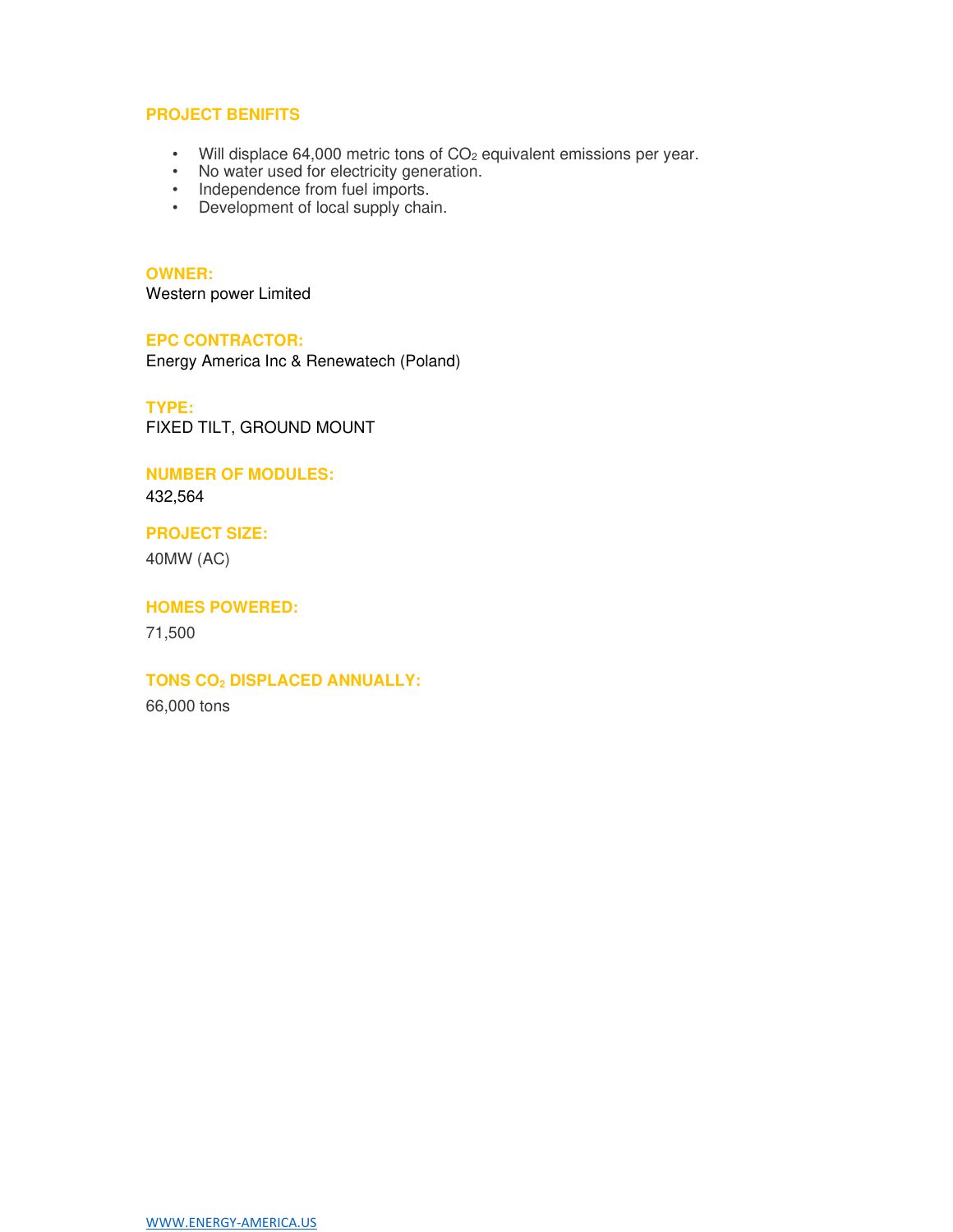## PROJECT BENIFITS

- Will displace 64,000 metric tons of $CO_2$ equivalent emissions per year.
- No water used for electricity generation.
- Independence from fuel imports.
- Development of local supply chain.

**OWNER:**
Western power Limited

**EPC CONTRACTOR:**
Energy America Inc & Renewatech (Poland)

**TYPE:**
FIXED TILT, GROUND MOUNT

**NUMBER OF MODULES:**
432,564

**PROJECT SIZE:**
40MW (AC)

**HOMES POWERED:**
71,500

**TONS $CO_2$ DISPLACED ANNUALLY:**
66,000 tons

WWW.ENERGY-AMERICA.US